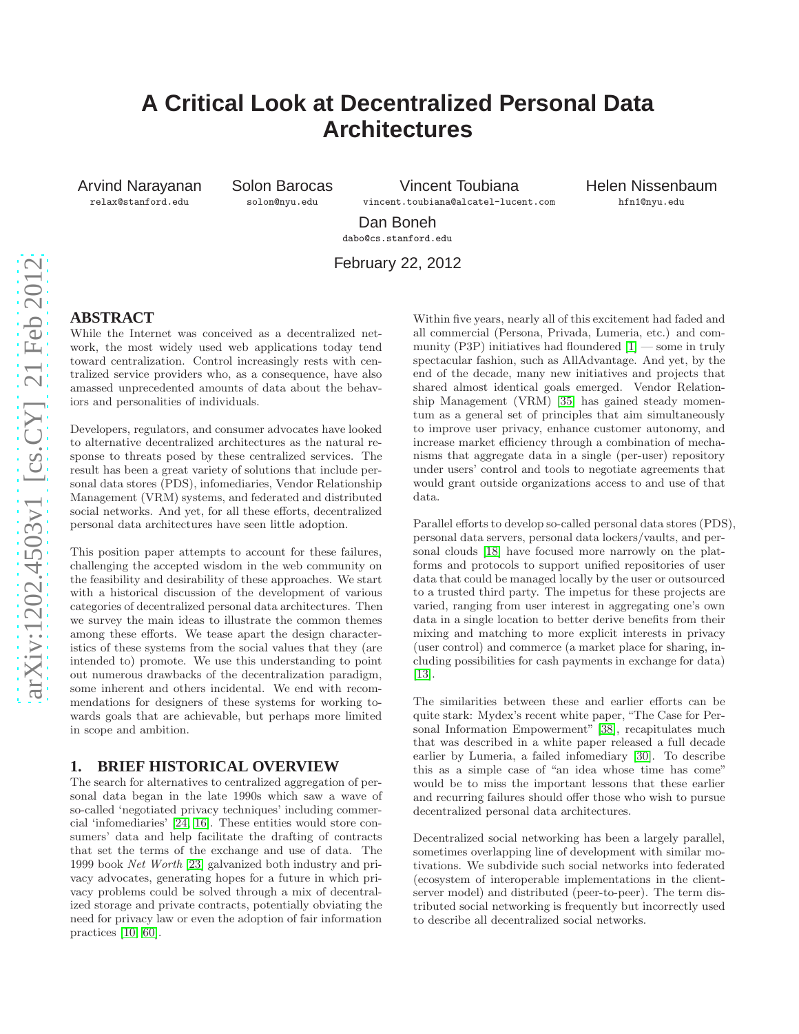# A Critical Look at Decentralized Personal Data Architectures

Arvind Narayanan
relax@stanford.edu

Solon Barocas
solon@nyu.edu

Vincent Toubiana
vincent.toubiana@alcatel-lucent.com

Helen Nissenbaum
hfn1@nyu.edu

Dan Boneh
dabo@cs.stanford.edu

February 22, 2012

## ABSTRACT

While the Internet was conceived as a decentralized network, the most widely used web applications today tend toward centralization. Control increasingly rests with centralized service providers who, as a consequence, have also amassed unprecedented amounts of data about the behaviors and personalities of individuals.

Developers, regulators, and consumer advocates have looked to alternative decentralized architectures as the natural response to threats posed by these centralized services. The result has been a great variety of solutions that include personal data stores (PDS), infomediaries, Vendor Relationship Management (VRM) systems, and federated and distributed social networks. And yet, for all these efforts, decentralized personal data architectures have seen little adoption.

This position paper attempts to account for these failures, challenging the accepted wisdom in the web community on the feasibility and desirability of these approaches. We start with a historical discussion of the development of various categories of decentralized personal data architectures. Then we survey the main ideas to illustrate the common themes among these efforts. We tease apart the design characteristics of these systems from the social values that they (are intended to) promote. We use this understanding to point out numerous drawbacks of the decentralization paradigm, some inherent and others incidental. We end with recommendations for designers of these systems for working towards goals that are achievable, but perhaps more limited in scope and ambition.

## 1. BRIEF HISTORICAL OVERVIEW

The search for alternatives to centralized aggregation of personal data began in the late 1990s which saw a wave of so-called 'negotiated privacy techniques' including commercial 'infomediaries' [24, 16]. These entities would store consumers' data and help facilitate the drafting of contracts that set the terms of the exchange and use of data. The 1999 book *Net Worth* [23] galvanized both industry and privacy advocates, generating hopes for a future in which privacy problems could be solved through a mix of decentralized storage and private contracts, potentially obviating the need for privacy law or even the adoption of fair information practices [10, 60].

Within five years, nearly all of this excitement had faded and all commercial (Persona, Privada, Lumeria, etc.) and community (P3P) initiatives had floundered [1] — some in truly spectacular fashion, such as AllAdvantage. And yet, by the end of the decade, many new initiatives and projects that shared almost identical goals emerged. Vendor Relationship Management (VRM) [35] has gained steady momentum as a general set of principles that aim simultaneously to improve user privacy, enhance customer autonomy, and increase market efficiency through a combination of mechanisms that aggregate data in a single (per-user) repository under users' control and tools to negotiate agreements that would grant outside organizations access to and use of that data.

Parallel efforts to develop so-called personal data stores (PDS), personal data servers, personal data lockers/vaults, and personal clouds [18] have focused more narrowly on the platforms and protocols to support unified repositories of user data that could be managed locally by the user or outsourced to a trusted third party. The impetus for these projects are varied, ranging from user interest in aggregating one's own data in a single location to better derive benefits from their mixing and matching to more explicit interests in privacy (user control) and commerce (a market place for sharing, including possibilities for cash payments in exchange for data) [13].

The similarities between these and earlier efforts can be quite stark: Mydex's recent white paper, "The Case for Personal Information Empowerment" [38], recapitulates much that was described in a white paper released a full decade earlier by Lumeria, a failed infomediary [30]. To describe this as a simple case of "an idea whose time has come" would be to miss the important lessons that these earlier and recurring failures should offer those who wish to pursue decentralized personal data architectures.

Decentralized social networking has been a largely parallel, sometimes overlapping line of development with similar motivations. We subdivide such social networks into federated (ecosystem of interoperable implementations in the client-server model) and distributed (peer-to-peer). The term distributed social networking is frequently but incorrectly used to describe all decentralized social networks.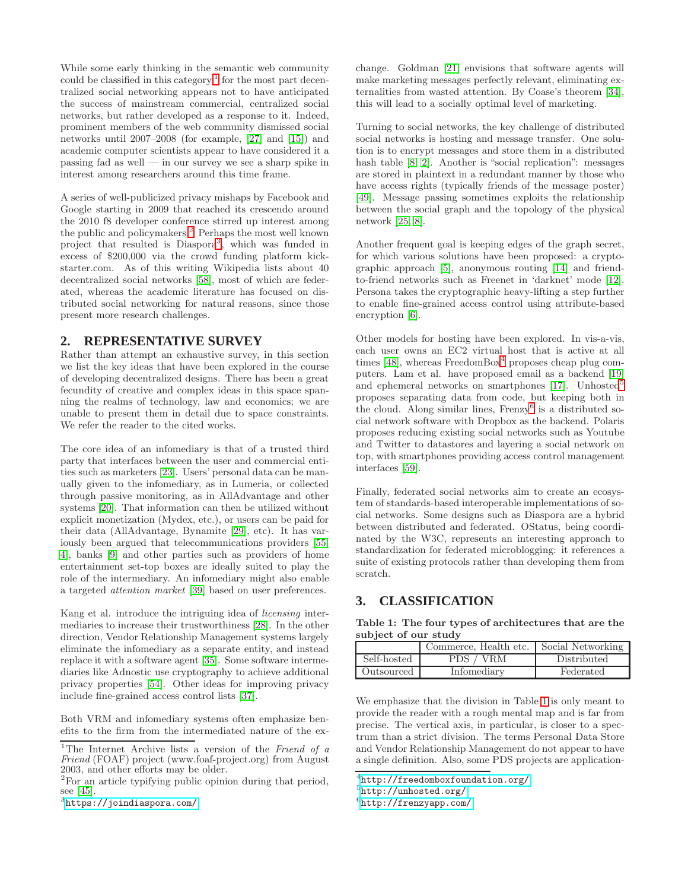While some early thinking in the semantic web community could be classified in this category[1] for the most part decentralized social networking appears not to have anticipated the success of mainstream commercial, centralized social networks, but rather developed as a response to it. Indeed, prominent members of the web community dismissed social networks until 2007–2008 (for example, [27] and [15]) and academic computer scientists appear to have considered it a passing fad as well — in our survey we see a sharp spike in interest among researchers around this time frame.

A series of well-publicized privacy mishaps by Facebook and Google starting in 2009 that reached its crescendo around the 2010 f8 developer conference stirred up interest among the public and policymakers.[2] Perhaps the most well known project that resulted is Diaspora[3], which was funded in excess of $200,000 via the crowd funding platform kickstarter.com. As of this writing Wikipedia lists about 40 decentralized social networks [58], most of which are federated, whereas the academic literature has focused on distributed social networking for natural reasons, since those present more research challenges.

## 2. REPRESENTATIVE SURVEY

Rather than attempt an exhaustive survey, in this section we list the key ideas that have been explored in the course of developing decentralized designs. There has been a great fecundity of creative and complex ideas in this space spanning the realms of technology, law and economics; we are unable to present them in detail due to space constraints. We refer the reader to the cited works.

The core idea of an infomediary is that of a trusted third party that interfaces between the user and commercial entities such as marketers [23]. Users' personal data can be manually given to the infomediary, as in Lumeria, or collected through passive monitoring, as in AllAdvantage and other systems [20]. That information can then be utilized without explicit monetization (Mydex, etc.), or users can be paid for their data (AllAdvantage, Bynamite [29], etc). It has variously been argued that telecommunications providers [55, 4], banks [9] and other parties such as providers of home entertainment set-top boxes are ideally suited to play the role of the intermediary. An infomediary might also enable a targeted *attention market* [39] based on user preferences.

Kang et al. introduce the intriguing idea of *licensing* intermediaries to increase their trustworthiness [28]. In the other direction, Vendor Relationship Management systems largely eliminate the infomediary as a separate entity, and instead replace it with a software agent [35]. Some software intermediaries like Adnostic use cryptography to achieve additional privacy properties [54]. Other ideas for improving privacy include fine-grained access control lists [37].

Both VRM and infomediary systems often emphasize benefits to the firm from the intermediated nature of the exchange. Goldman [21] envisions that software agents will make marketing messages perfectly relevant, eliminating externalities from wasted attention. By Coase's theorem [34], this will lead to a socially optimal level of marketing.

Turning to social networks, the key challenge of distributed social networks is hosting and message transfer. One solution is to encrypt messages and store them in a distributed hash table [8, 2]. Another is "social replication": messages are stored in plaintext in a redundant manner by those who have access rights (typically friends of the message poster) [49]. Message passing sometimes exploits the relationship between the social graph and the topology of the physical network [25, 8].

Another frequent goal is keeping edges of the graph secret, for which various solutions have been proposed: a cryptographic approach [5], anonymous routing [14] and friend-to-friend networks such as Freenet in 'darknet' mode [12]. Persona takes the cryptographic heavy-lifting a step further to enable fine-grained access control using attribute-based encryption [6].

Other models for hosting have been explored. In vis-a-vis, each user owns an EC2 virtual host that is active at all times [48], whereas FreedomBox[4] proposes cheap plug computers. Lam et al. have proposed email as a backend [19] and ephemeral networks on smartphones [17]. Unhosted[5] proposes separating data from code, but keeping both in the cloud. Along similar lines, Frenzy[6] is a distributed social network software with Dropbox as the backend. Polaris proposes reducing existing social networks such as Youtube and Twitter to datastores and layering a social network on top, with smartphones providing access control management interfaces [59].

Finally, federated social networks aim to create an ecosystem of standards-based interoperable implementations of social networks. Some designs such as Diaspora are a hybrid between distributed and federated. OStatus, being coordinated by the W3C, represents an interesting approach to standardization for federated microblogging: it references a suite of existing protocols rather than developing them from scratch.

## 3. CLASSIFICATION

**Table 1: The four types of architectures that are the subject of our study**

| | Commerce, Health etc. | Social Networking |
|---|---|---|
| Self-hosted | PDS / VRM | Distributed |
| Outsourced | Infomediary | Federated |

We emphasize that the division in Table 1 is only meant to provide the reader with a rough mental map and is far from precise. The vertical axis, in particular, is closer to a spectrum than a strict division. The terms Personal Data Store and Vendor Relationship Management do not appear to have a single definition. Also, some PDS projects are application-

---

[1] The Internet Archive lists a version of the *Friend of a Friend* (FOAF) project (www.foaf-project.org) from August 2003, and other efforts may be older.

[2] For an article typifying public opinion during that period, see [45].

[3] https://joindiaspora.com/

[4] http://freedomboxfoundation.org/

[5] http://unhosted.org/

[6] http://frenzyapp.com/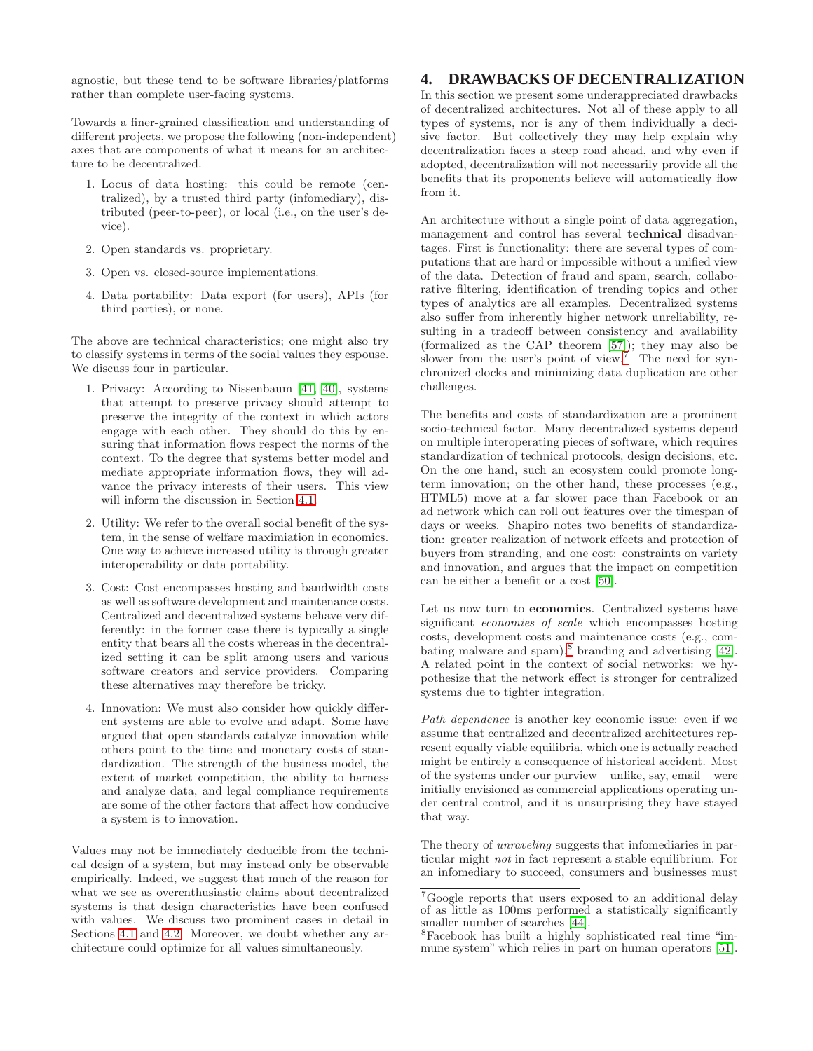agnostic, but these tend to be software libraries/platforms rather than complete user-facing systems.

Towards a finer-grained classification and understanding of different projects, we propose the following (non-independent) axes that are components of what it means for an architecture to be decentralized.

1. Locus of data hosting: this could be remote (centralized), by a trusted third party (infomediary), distributed (peer-to-peer), or local (i.e., on the user's device).
2. Open standards vs. proprietary.
3. Open vs. closed-source implementations.
4. Data portability: Data export (for users), APIs (for third parties), or none.

The above are technical characteristics; one might also try to classify systems in terms of the social values they espouse. We discuss four in particular.

1. Privacy: According to Nissenbaum [41, 40], systems that attempt to preserve privacy should attempt to preserve the integrity of the context in which actors engage with each other. They should do this by ensuring that information flows respect the norms of the context. To the degree that systems better model and mediate appropriate information flows, they will advance the privacy interests of their users. This view will inform the discussion in Section 4.1.
2. Utility: We refer to the overall social benefit of the system, in the sense of welfare maximiation in economics. One way to achieve increased utility is through greater interoperability or data portability.
3. Cost: Cost encompasses hosting and bandwidth costs as well as software development and maintenance costs. Centralized and decentralized systems behave very differently: in the former case there is typically a single entity that bears all the costs whereas in the decentralized setting it can be split among users and various software creators and service providers. Comparing these alternatives may therefore be tricky.
4. Innovation: We must also consider how quickly different systems are able to evolve and adapt. Some have argued that open standards catalyze innovation while others point to the time and monetary costs of standardization. The strength of the business model, the extent of market competition, the ability to harness and analyze data, and legal compliance requirements are some of the other factors that affect how conducive a system is to innovation.

Values may not be immediately deducible from the technical design of a system, but may instead only be observable empirically. Indeed, we suggest that much of the reason for what we see as overenthusiastic claims about decentralized systems is that design characteristics have been confused with values. We discuss two prominent cases in detail in Sections 4.1 and 4.2. Moreover, we doubt whether any architecture could optimize for all values simultaneously.

# 4. DRAWBACKS OF DECENTRALIZATION

In this section we present some underappreciated drawbacks of decentralized architectures. Not all of these apply to all types of systems, nor is any of them individually a decisive factor. But collectively they may help explain why decentralization faces a steep road ahead, and why even if adopted, decentralization will not necessarily provide all the benefits that its proponents believe will automatically flow from it.

An architecture without a single point of data aggregation, management and control has several **technical** disadvantages. First is functionality: there are several types of computations that are hard or impossible without a unified view of the data. Detection of fraud and spam, search, collaborative filtering, identification of trending topics and other types of analytics are all examples. Decentralized systems also suffer from inherently higher network unreliability, resulting in a tradeoff between consistency and availability (formalized as the CAP theorem [57]); they may also be slower from the user's point of view.[7] The need for synchronized clocks and minimizing data duplication are other challenges.

The benefits and costs of standardization are a prominent socio-technical factor. Many decentralized systems depend on multiple interoperating pieces of software, which requires standardization of technical protocols, design decisions, etc. On the one hand, such an ecosystem could promote long-term innovation; on the other hand, these processes (e.g., HTML5) move at a far slower pace than Facebook or an ad network which can roll out features over the timespan of days or weeks. Shapiro notes two benefits of standardization: greater realization of network effects and protection of buyers from stranding, and one cost: constraints on variety and innovation, and argues that the impact on competition can be either a benefit or a cost [50].

Let us now turn to **economics**. Centralized systems have significant *economies of scale* which encompasses hosting costs, development costs and maintenance costs (e.g., combating malware and spam),[8] branding and advertising [42]. A related point in the context of social networks: we hypothesize that the network effect is stronger for centralized systems due to tighter integration.

*Path dependence* is another key economic issue: even if we assume that centralized and decentralized architectures represent equally viable equilibria, which one is actually reached might be entirely a consequence of historical accident. Most of the systems under our purview – unlike, say, email – were initially envisioned as commercial applications operating under central control, and it is unsurprising they have stayed that way.

The theory of *unraveling* suggests that infomediaries in particular might *not* in fact represent a stable equilibrium. For an infomediary to succeed, consumers and businesses must

[7] Google reports that users exposed to an additional delay of as little as 100ms performed a statistically significantly smaller number of searches [44].

[8] Facebook has built a highly sophisticated real time "immune system" which relies in part on human operators [51].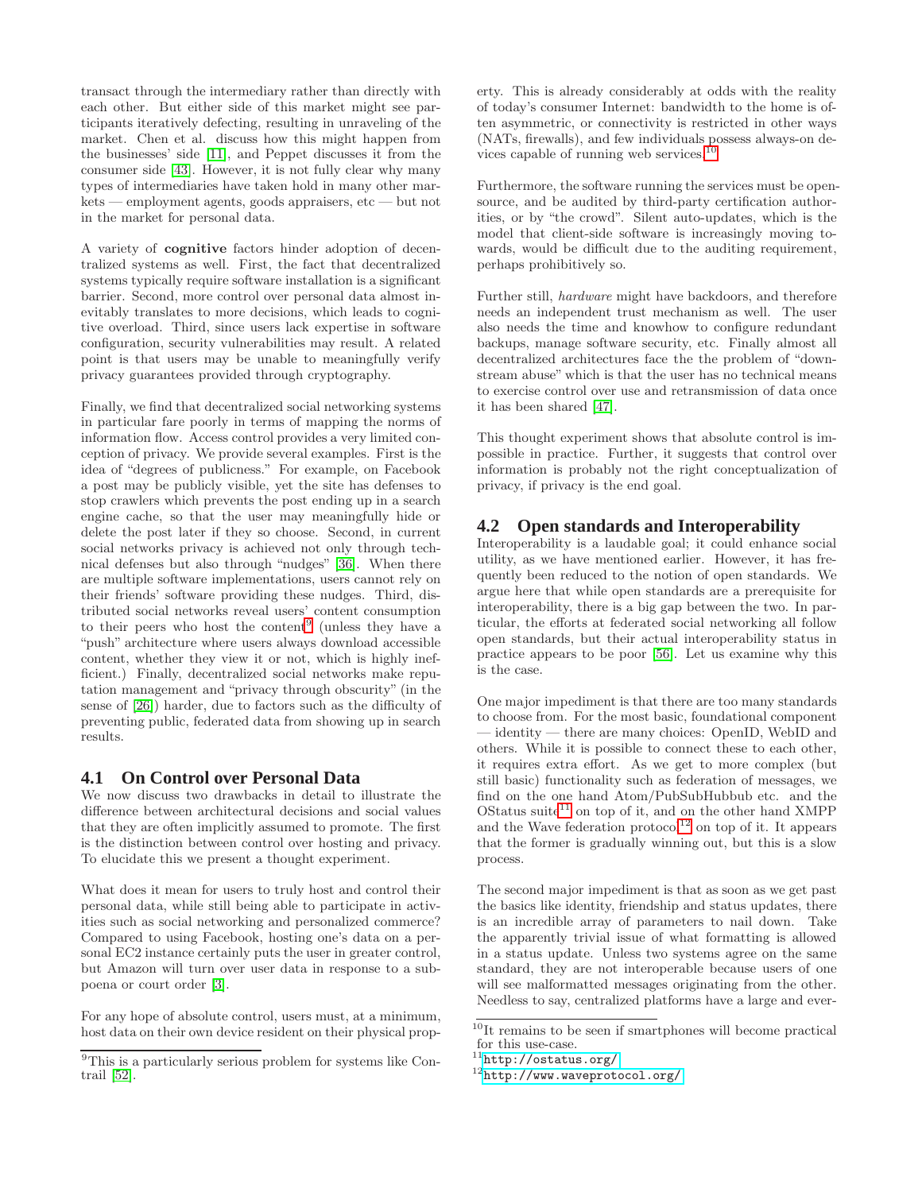transact through the intermediary rather than directly with each other. But either side of this market might see participants iteratively defecting, resulting in unraveling of the market. Chen et al. discuss how this might happen from the businesses' side [11], and Peppet discusses it from the consumer side [43]. However, it is not fully clear why many types of intermediaries have taken hold in many other markets — employment agents, goods appraisers, etc — but not in the market for personal data.

A variety of **cognitive** factors hinder adoption of decentralized systems as well. First, the fact that decentralized systems typically require software installation is a significant barrier. Second, more control over personal data almost inevitably translates to more decisions, which leads to cognitive overload. Third, since users lack expertise in software configuration, security vulnerabilities may result. A related point is that users may be unable to meaningfully verify privacy guarantees provided through cryptography.

Finally, we find that decentralized social networking systems in particular fare poorly in terms of mapping the norms of information flow. Access control provides a very limited conception of privacy. We provide several examples. First is the idea of "degrees of publicness." For example, on Facebook a post may be publicly visible, yet the site has defenses to stop crawlers which prevents the post ending up in a search engine cache, so that the user may meaningfully hide or delete the post later if they so choose. Second, in current social networks privacy is achieved not only through technical defenses but also through "nudges" [36]. When there are multiple software implementations, users cannot rely on their friends' software providing these nudges. Third, distributed social networks reveal users' content consumption to their peers who host the content[9] (unless they have a "push" architecture where users always download accessible content, whether they view it or not, which is highly inefficient.) Finally, decentralized social networks make reputation management and "privacy through obscurity" (in the sense of [26]) harder, due to factors such as the difficulty of preventing public, federated data from showing up in search results.

## 4.1 On Control over Personal Data

We now discuss two drawbacks in detail to illustrate the difference between architectural decisions and social values that they are often implicitly assumed to promote. The first is the distinction between control over hosting and privacy. To elucidate this we present a thought experiment.

What does it mean for users to truly host and control their personal data, while still being able to participate in activities such as social networking and personalized commerce? Compared to using Facebook, hosting one's data on a personal EC2 instance certainly puts the user in greater control, but Amazon will turn over user data in response to a subpoena or court order [3].

For any hope of absolute control, users must, at a minimum, host data on their own device resident on their physical property. This is already considerably at odds with the reality of today's consumer Internet: bandwidth to the home is often asymmetric, or connectivity is restricted in other ways (NATs, firewalls), and few individuals possess always-on devices capable of running web services.[10]

Furthermore, the software running the services must be open-source, and be audited by third-party certification authorities, or by "the crowd". Silent auto-updates, which is the model that client-side software is increasingly moving towards, would be difficult due to the auditing requirement, perhaps prohibitively so.

Further still, *hardware* might have backdoors, and therefore needs an independent trust mechanism as well. The user also needs the time and knowhow to configure redundant backups, manage software security, etc. Finally almost all decentralized architectures face the the problem of "downstream abuse" which is that the user has no technical means to exercise control over use and retransmission of data once it has been shared [47].

This thought experiment shows that absolute control is impossible in practice. Further, it suggests that control over information is probably not the right conceptualization of privacy, if privacy is the end goal.

## 4.2 Open standards and Interoperability

Interoperability is a laudable goal; it could enhance social utility, as we have mentioned earlier. However, it has frequently been reduced to the notion of open standards. We argue here that while open standards are a prerequisite for interoperability, there is a big gap between the two. In particular, the efforts at federated social networking all follow open standards, but their actual interoperability status in practice appears to be poor [56]. Let us examine why this is the case.

One major impediment is that there are too many standards to choose from. For the most basic, foundational component — identity — there are many choices: OpenID, WebID and others. While it is possible to connect these to each other, it requires extra effort. As we get to more complex (but still basic) functionality such as federation of messages, we find on the one hand Atom/PubSubHubbub etc. and the OStatus suite[11] on top of it, and on the other hand XMPP and the Wave federation protocol[12] on top of it. It appears that the former is gradually winning out, but this is a slow process.

The second major impediment is that as soon as we get past the basics like identity, friendship and status updates, there is an incredible array of parameters to nail down. Take the apparently trivial issue of what formatting is allowed in a status update. Unless two systems agree on the same standard, they are not interoperable because users of one will see malformatted messages originating from the other. Needless to say, centralized platforms have a large and ever-

---

[9] This is a particularly serious problem for systems like Contrail [52].

[10] It remains to be seen if smartphones will become practical for this use-case.

[11] http://ostatus.org/

[12] http://www.waveprotocol.org/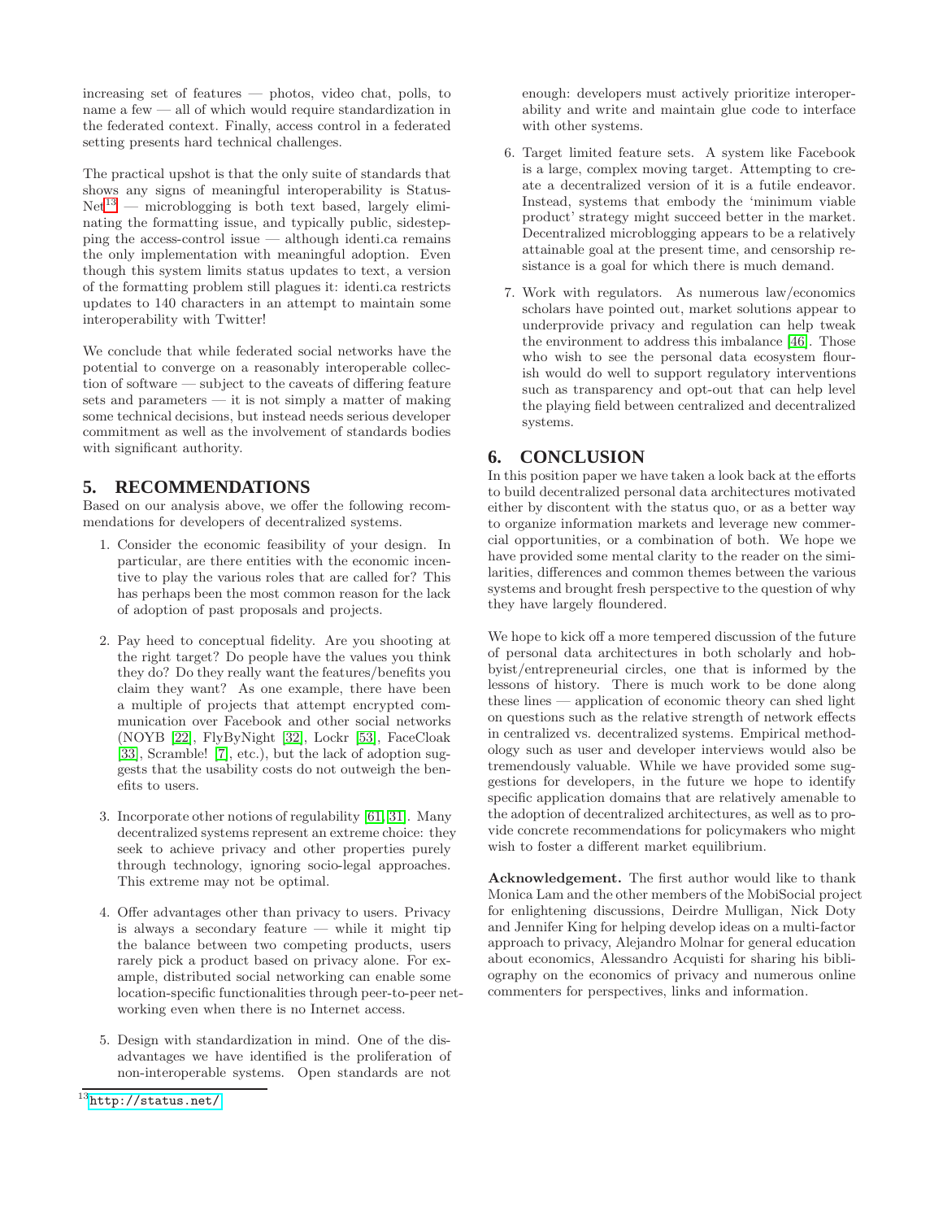increasing set of features — photos, video chat, polls, to name a few — all of which would require standardization in the federated context. Finally, access control in a federated setting presents hard technical challenges.

The practical upshot is that the only suite of standards that shows any signs of meaningful interoperability is StatusNet[13] — microblogging is both text based, largely eliminating the formatting issue, and typically public, sidestepping the access-control issue — although identi.ca remains the only implementation with meaningful adoption. Even though this system limits status updates to text, a version of the formatting problem still plagues it: identi.ca restricts updates to 140 characters in an attempt to maintain some interoperability with Twitter!

We conclude that while federated social networks have the potential to converge on a reasonably interoperable collection of software — subject to the caveats of differing feature sets and parameters — it is not simply a matter of making some technical decisions, but instead needs serious developer commitment as well as the involvement of standards bodies with significant authority.

## 5. RECOMMENDATIONS

Based on our analysis above, we offer the following recommendations for developers of decentralized systems.

1. Consider the economic feasibility of your design. In particular, are there entities with the economic incentive to play the various roles that are called for? This has perhaps been the most common reason for the lack of adoption of past proposals and projects.

2. Pay heed to conceptual fidelity. Are you shooting at the right target? Do people have the values you think they do? Do they really want the features/benefits you claim they want? As one example, there have been a multiple of projects that attempt encrypted communication over Facebook and other social networks (NOYB [22], FlyByNight [32], Lockr [53], FaceCloak [33], Scramble! [7], etc.), but the lack of adoption suggests that the usability costs do not outweigh the benefits to users.

3. Incorporate other notions of regulability [61, 31]. Many decentralized systems represent an extreme choice: they seek to achieve privacy and other properties purely through technology, ignoring socio-legal approaches. This extreme may not be optimal.

4. Offer advantages other than privacy to users. Privacy is always a secondary feature — while it might tip the balance between two competing products, users rarely pick a product based on privacy alone. For example, distributed social networking can enable some location-specific functionalities through peer-to-peer networking even when there is no Internet access.

5. Design with standardization in mind. One of the disadvantages we have identified is the proliferation of non-interoperable systems. Open standards are not enough: developers must actively prioritize interoperability and write and maintain glue code to interface with other systems.

6. Target limited feature sets. A system like Facebook is a large, complex moving target. Attempting to create a decentralized version of it is a futile endeavor. Instead, systems that embody the 'minimum viable product' strategy might succeed better in the market. Decentralized microblogging appears to be a relatively attainable goal at the present time, and censorship resistance is a goal for which there is much demand.

7. Work with regulators. As numerous law/economics scholars have pointed out, market solutions appear to underprovide privacy and regulation can help tweak the environment to address this imbalance [46]. Those who wish to see the personal data ecosystem flourish would do well to support regulatory interventions such as transparency and opt-out that can help level the playing field between centralized and decentralized systems.

## 6. CONCLUSION

In this position paper we have taken a look back at the efforts to build decentralized personal data architectures motivated either by discontent with the status quo, or as a better way to organize information markets and leverage new commercial opportunities, or a combination of both. We hope we have provided some mental clarity to the reader on the similarities, differences and common themes between the various systems and brought fresh perspective to the question of why they have largely floundered.

We hope to kick off a more tempered discussion of the future of personal data architectures in both scholarly and hobbyist/entrepreneurial circles, one that is informed by the lessons of history. There is much work to be done along these lines — application of economic theory can shed light on questions such as the relative strength of network effects in centralized vs. decentralized systems. Empirical methodology such as user and developer interviews would also be tremendously valuable. While we have provided some suggestions for developers, in the future we hope to identify specific application domains that are relatively amenable to the adoption of decentralized architectures, as well as to provide concrete recommendations for policymakers who might wish to foster a different market equilibrium.

**Acknowledgement.** The first author would like to thank Monica Lam and the other members of the MobiSocial project for enlightening discussions, Deirdre Mulligan, Nick Doty and Jennifer King for helping develop ideas on a multi-factor approach to privacy, Alejandro Molnar for general education about economics, Alessandro Acquisti for sharing his bibliography on the economics of privacy and numerous online commenters for perspectives, links and information.

[13] http://status.net/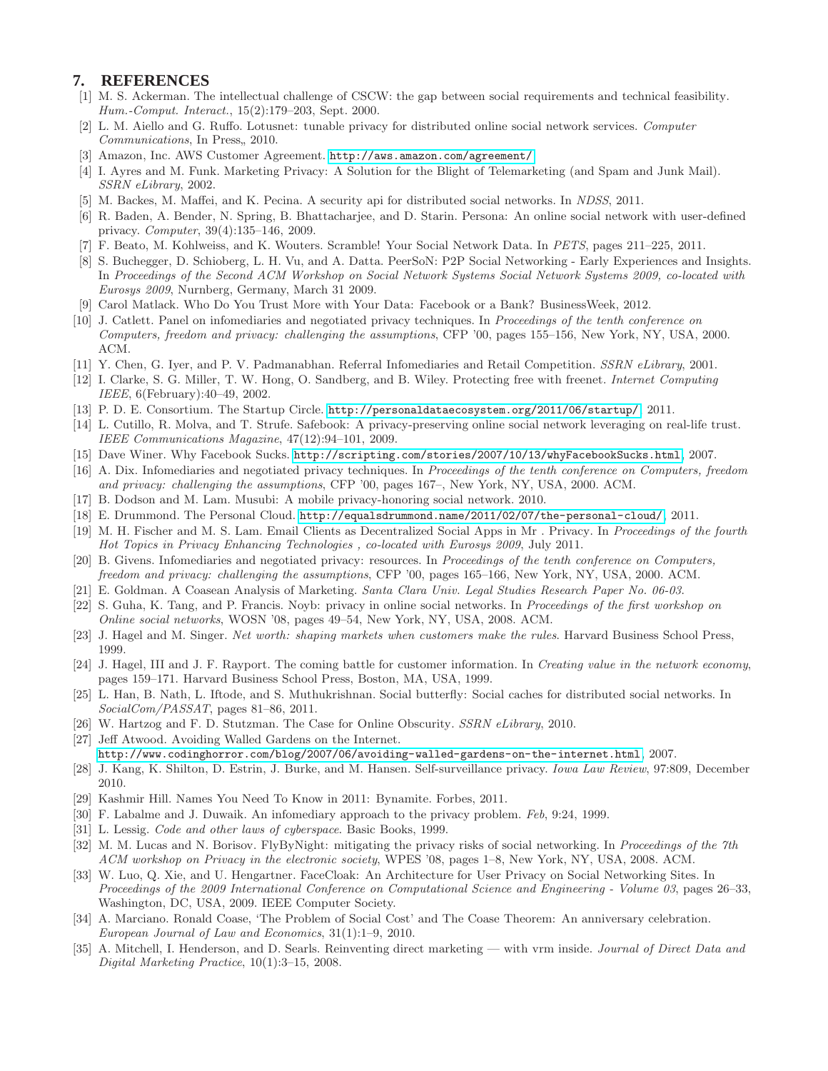## 7. REFERENCES

[1] M. S. Ackerman. The intellectual challenge of CSCW: the gap between social requirements and technical feasibility. *Hum.-Comput. Interact.*, 15(2):179–203, Sept. 2000.

[2] L. M. Aiello and G. Ruffo. Lotusnet: tunable privacy for distributed online social network services. *Computer Communications*, In Press,, 2010.

[3] Amazon, Inc. AWS Customer Agreement. http://aws.amazon.com/agreement/.

[4] I. Ayres and M. Funk. Marketing Privacy: A Solution for the Blight of Telemarketing (and Spam and Junk Mail). *SSRN eLibrary*, 2002.

[5] M. Backes, M. Maffei, and K. Pecina. A security api for distributed social networks. In *NDSS*, 2011.

[6] R. Baden, A. Bender, N. Spring, B. Bhattacharjee, and D. Starin. Persona: An online social network with user-defined privacy. *Computer*, 39(4):135–146, 2009.

[7] F. Beato, M. Kohlweiss, and K. Wouters. Scramble! Your Social Network Data. In *PETS*, pages 211–225, 2011.

[8] S. Buchegger, D. Schioberg, L. H. Vu, and A. Datta. PeerSoN: P2P Social Networking - Early Experiences and Insights. In *Proceedings of the Second ACM Workshop on Social Network Systems Social Network Systems 2009, co-located with Eurosys 2009*, Nurnberg, Germany, March 31 2009.

[9] Carol Matlack. Who Do You Trust More with Your Data: Facebook or a Bank? BusinessWeek, 2012.

[10] J. Catlett. Panel on infomediaries and negotiated privacy techniques. In *Proceedings of the tenth conference on Computers, freedom and privacy: challenging the assumptions*, CFP '00, pages 155–156, New York, NY, USA, 2000. ACM.

[11] Y. Chen, G. Iyer, and P. V. Padmanabhan. Referral Infomediaries and Retail Competition. *SSRN eLibrary*, 2001.

[12] I. Clarke, S. G. Miller, T. W. Hong, O. Sandberg, and B. Wiley. Protecting free with freenet. *Internet Computing IEEE*, 6(February):40–49, 2002.

[13] P. D. E. Consortium. The Startup Circle. http://personaldataecosystem.org/2011/06/startup/, 2011.

[14] L. Cutillo, R. Molva, and T. Strufe. Safebook: A privacy-preserving online social network leveraging on real-life trust. *IEEE Communications Magazine*, 47(12):94–101, 2009.

[15] Dave Winer. Why Facebook Sucks. http://scripting.com/stories/2007/10/13/whyFacebookSucks.html, 2007.

[16] A. Dix. Infomediaries and negotiated privacy techniques. In *Proceedings of the tenth conference on Computers, freedom and privacy: challenging the assumptions*, CFP '00, pages 167–, New York, NY, USA, 2000. ACM.

[17] B. Dodson and M. Lam. Musubi: A mobile privacy-honoring social network. 2010.

[18] E. Drummond. The Personal Cloud. http://equalsdrummond.name/2011/02/07/the-personal-cloud/, 2011.

[19] M. H. Fischer and M. S. Lam. Email Clients as Decentralized Social Apps in Mr . Privacy. In *Proceedings of the fourth Hot Topics in Privacy Enhancing Technologies , co-located with Eurosys 2009*, July 2011.

[20] B. Givens. Infomediaries and negotiated privacy: resources. In *Proceedings of the tenth conference on Computers, freedom and privacy: challenging the assumptions*, CFP '00, pages 165–166, New York, NY, USA, 2000. ACM.

[21] E. Goldman. A Coasean Analysis of Marketing. *Santa Clara Univ. Legal Studies Research Paper No. 06-03*.

[22] S. Guha, K. Tang, and P. Francis. Noyb: privacy in online social networks. In *Proceedings of the first workshop on Online social networks*, WOSN '08, pages 49–54, New York, NY, USA, 2008. ACM.

[23] J. Hagel and M. Singer. *Net worth: shaping markets when customers make the rules*. Harvard Business School Press, 1999.

[24] J. Hagel, III and J. F. Rayport. The coming battle for customer information. In *Creating value in the network economy*, pages 159–171. Harvard Business School Press, Boston, MA, USA, 1999.

[25] L. Han, B. Nath, L. Iftode, and S. Muthukrishnan. Social butterfly: Social caches for distributed social networks. In *SocialCom/PASSAT*, pages 81–86, 2011.

[26] W. Hartzog and F. D. Stutzman. The Case for Online Obscurity. *SSRN eLibrary*, 2010.

[27] Jeff Atwood. Avoiding Walled Gardens on the Internet. http://www.codinghorror.com/blog/2007/06/avoiding-walled-gardens-on-the-internet.html, 2007.

[28] J. Kang, K. Shilton, D. Estrin, J. Burke, and M. Hansen. Self-surveillance privacy. *Iowa Law Review*, 97:809, December 2010.

[29] Kashmir Hill. Names You Need To Know in 2011: Bynamite. Forbes, 2011.

[30] F. Labalme and J. Duwaik. An infomediary approach to the privacy problem. *Feb*, 9:24, 1999.

[31] L. Lessig. *Code and other laws of cyberspace*. Basic Books, 1999.

[32] M. M. Lucas and N. Borisov. FlyByNight: mitigating the privacy risks of social networking. In *Proceedings of the 7th ACM workshop on Privacy in the electronic society*, WPES '08, pages 1–8, New York, NY, USA, 2008. ACM.

[33] W. Luo, Q. Xie, and U. Hengartner. FaceCloak: An Architecture for User Privacy on Social Networking Sites. In *Proceedings of the 2009 International Conference on Computational Science and Engineering - Volume 03*, pages 26–33, Washington, DC, USA, 2009. IEEE Computer Society.

[34] A. Marciano. Ronald Coase, 'The Problem of Social Cost' and The Coase Theorem: An anniversary celebration. *European Journal of Law and Economics*, 31(1):1–9, 2010.

[35] A. Mitchell, I. Henderson, and D. Searls. Reinventing direct marketing — with vrm inside. *Journal of Direct Data and Digital Marketing Practice*, 10(1):3–15, 2008.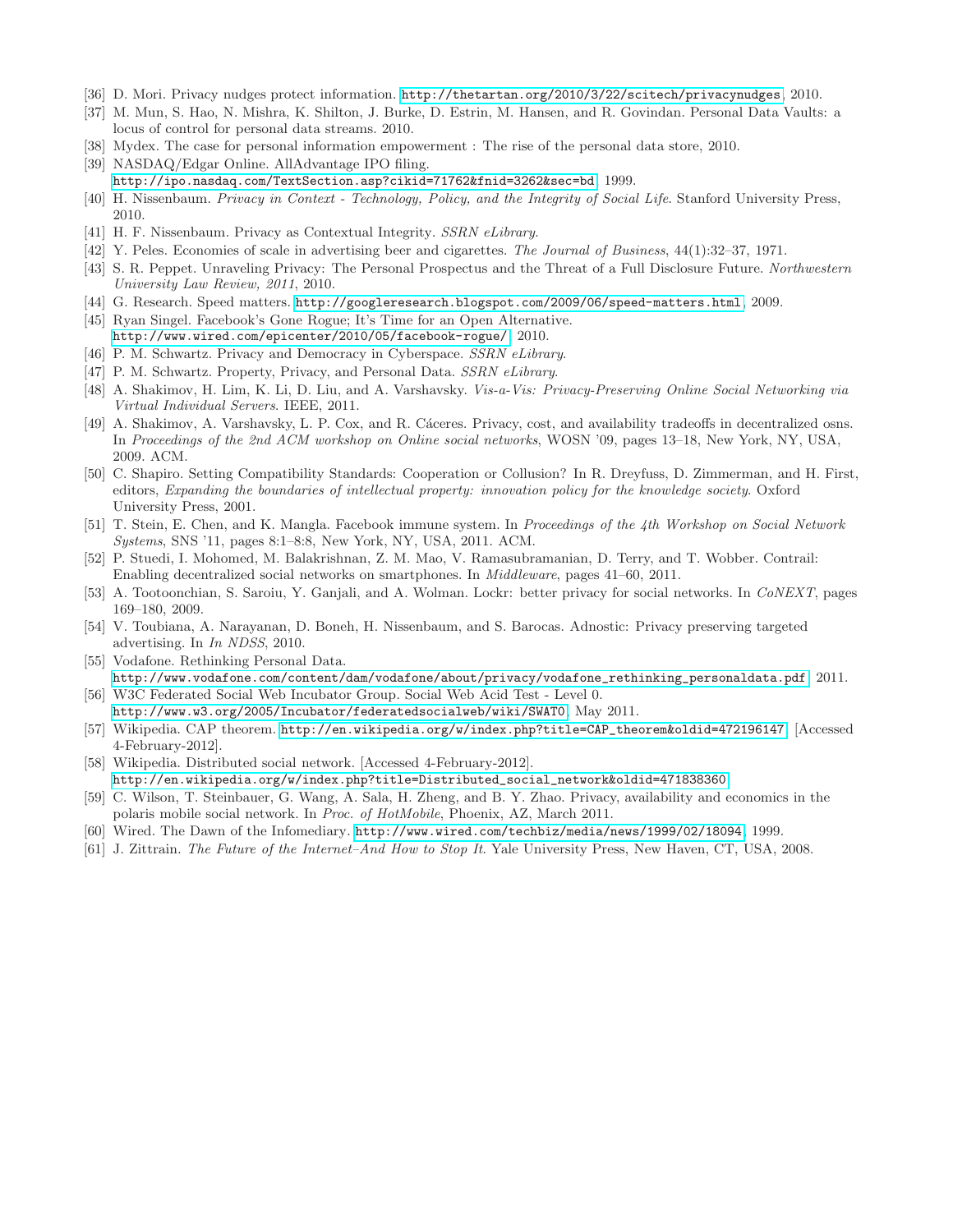[36] D. Mori. Privacy nudges protect information. http://thetartan.org/2010/3/22/scitech/privacynudges, 2010.

[37] M. Mun, S. Hao, N. Mishra, K. Shilton, J. Burke, D. Estrin, M. Hansen, and R. Govindan. Personal Data Vaults: a locus of control for personal data streams. 2010.

[38] Mydex. The case for personal information empowerment : The rise of the personal data store, 2010.

[39] NASDAQ/Edgar Online. AllAdvantage IPO filing. http://ipo.nasdaq.com/TextSection.asp?cikid=71762&fnid=3262&sec=bd, 1999.

[40] H. Nissenbaum. *Privacy in Context - Technology, Policy, and the Integrity of Social Life*. Stanford University Press, 2010.

[41] H. F. Nissenbaum. Privacy as Contextual Integrity. *SSRN eLibrary*.

[42] Y. Peles. Economies of scale in advertising beer and cigarettes. *The Journal of Business*, 44(1):32–37, 1971.

[43] S. R. Peppet. Unraveling Privacy: The Personal Prospectus and the Threat of a Full Disclosure Future. *Northwestern University Law Review, 2011*, 2010.

[44] G. Research. Speed matters. http://googleresearch.blogspot.com/2009/06/speed-matters.html, 2009.

[45] Ryan Singel. Facebook's Gone Rogue; It's Time for an Open Alternative. http://www.wired.com/epicenter/2010/05/facebook-rogue/, 2010.

[46] P. M. Schwartz. Privacy and Democracy in Cyberspace. *SSRN eLibrary*.

[47] P. M. Schwartz. Property, Privacy, and Personal Data. *SSRN eLibrary*.

[48] A. Shakimov, H. Lim, K. Li, D. Liu, and A. Varshavsky. *Vis-a-Vis: Privacy-Preserving Online Social Networking via Virtual Individual Servers*. IEEE, 2011.

[49] A. Shakimov, A. Varshavsky, L. P. Cox, and R. Cáceres. Privacy, cost, and availability tradeoffs in decentralized osns. In *Proceedings of the 2nd ACM workshop on Online social networks*, WOSN '09, pages 13–18, New York, NY, USA, 2009. ACM.

[50] C. Shapiro. Setting Compatibility Standards: Cooperation or Collusion? In R. Dreyfuss, D. Zimmerman, and H. First, editors, *Expanding the boundaries of intellectual property: innovation policy for the knowledge society*. Oxford University Press, 2001.

[51] T. Stein, E. Chen, and K. Mangla. Facebook immune system. In *Proceedings of the 4th Workshop on Social Network Systems*, SNS '11, pages 8:1–8:8, New York, NY, USA, 2011. ACM.

[52] P. Stuedi, I. Mohomed, M. Balakrishnan, Z. M. Mao, V. Ramasubramanian, D. Terry, and T. Wobber. Contrail: Enabling decentralized social networks on smartphones. In *Middleware*, pages 41–60, 2011.

[53] A. Tootoonchian, S. Saroiu, Y. Ganjali, and A. Wolman. Lockr: better privacy for social networks. In *CoNEXT*, pages 169–180, 2009.

[54] V. Toubiana, A. Narayanan, D. Boneh, H. Nissenbaum, and S. Barocas. Adnostic: Privacy preserving targeted advertising. In *In NDSS*, 2010.

[55] Vodafone. Rethinking Personal Data. http://www.vodafone.com/content/dam/vodafone/about/privacy/vodafone_rethinking_personaldata.pdf, 2011.

[56] W3C Federated Social Web Incubator Group. Social Web Acid Test - Level 0. http://www.w3.org/2005/Incubator/federatedsocialweb/wiki/SWAT0, May 2011.

[57] Wikipedia. CAP theorem. http://en.wikipedia.org/w/index.php?title=CAP_theorem&oldid=472196147. [Accessed 4-February-2012].

[58] Wikipedia. Distributed social network. [Accessed 4-February-2012]. http://en.wikipedia.org/w/index.php?title=Distributed_social_network&oldid=471838360.

[59] C. Wilson, T. Steinbauer, G. Wang, A. Sala, H. Zheng, and B. Y. Zhao. Privacy, availability and economics in the polaris mobile social network. In *Proc. of HotMobile*, Phoenix, AZ, March 2011.

[60] Wired. The Dawn of the Infomediary. http://www.wired.com/techbiz/media/news/1999/02/18094, 1999.

[61] J. Zittrain. *The Future of the Internet–And How to Stop It*. Yale University Press, New Haven, CT, USA, 2008.